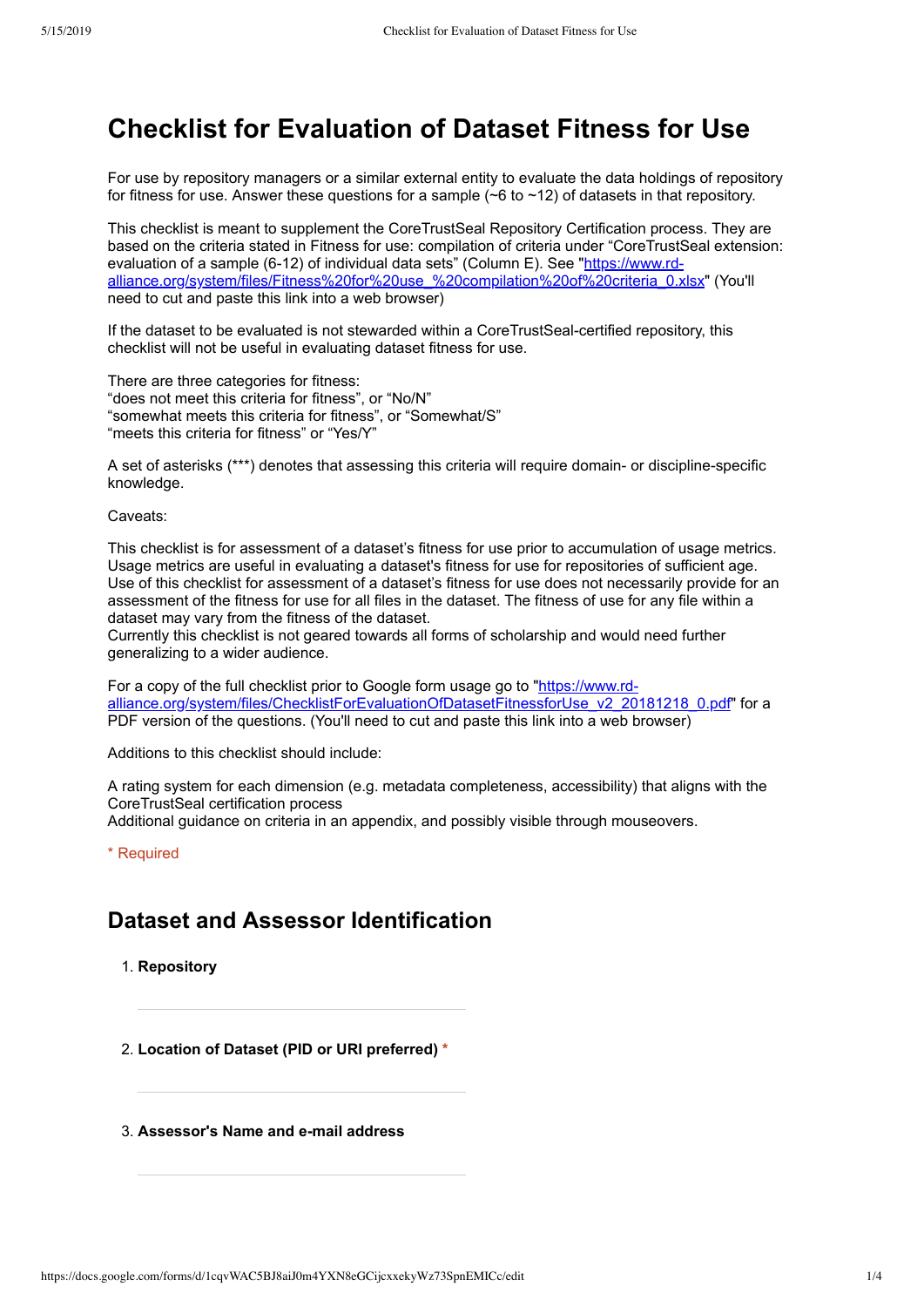# Checklist for Evaluation of Dataset Fitness for Use

For use by repository managers or a similar external entity to evaluate the data holdings of repository for fitness for use. Answer these questions for a sample (~6 to ~12) of datasets in that repository.

This checklist is meant to supplement the CoreTrustSeal Repository Certification process. They are based on the criteria stated in Fitness for use: compilation of criteria under "CoreTrustSeal extension: evaluation of a sample (6-12) of individual data sets" (Column E). See "https://www.rd-alliance.org/system/files/Fitness%20for%20use_%20compilation%20of%20criteria_0.xlsx" (You'll need to cut and paste this link into a web browser)

If the dataset to be evaluated is not stewarded within a CoreTrustSeal-certified repository, this checklist will not be useful in evaluating dataset fitness for use.

There are three categories for fitness:
"does not meet this criteria for fitness", or "No/N"
"somewhat meets this criteria for fitness", or "Somewhat/S"
"meets this criteria for fitness" or "Yes/Y"

A set of asterisks (***) denotes that assessing this criteria will require domain- or discipline-specific knowledge.

Caveats:

This checklist is for assessment of a dataset's fitness for use prior to accumulation of usage metrics. Usage metrics are useful in evaluating a dataset's fitness for use for repositories of sufficient age. Use of this checklist for assessment of a dataset's fitness for use does not necessarily provide for an assessment of the fitness for use for all files in the dataset. The fitness of use for any file within a dataset may vary from the fitness of the dataset.
Currently this checklist is not geared towards all forms of scholarship and would need further generalizing to a wider audience.

For a copy of the full checklist prior to Google form usage go to "https://www.rd-alliance.org/system/files/ChecklistForEvaluationOfDatasetFitnessforUse_v2_20181218_0.pdf" for a PDF version of the questions. (You'll need to cut and paste this link into a web browser)

Additions to this checklist should include:

A rating system for each dimension (e.g. metadata completeness, accessibility) that aligns with the CoreTrustSeal certification process
Additional guidance on criteria in an appendix, and possibly visible through mouseovers.

\* Required

## Dataset and Assessor Identification

1. **Repository**

2. **Location of Dataset (PID or URI preferred)** *

3. **Assessor's Name and e-mail address**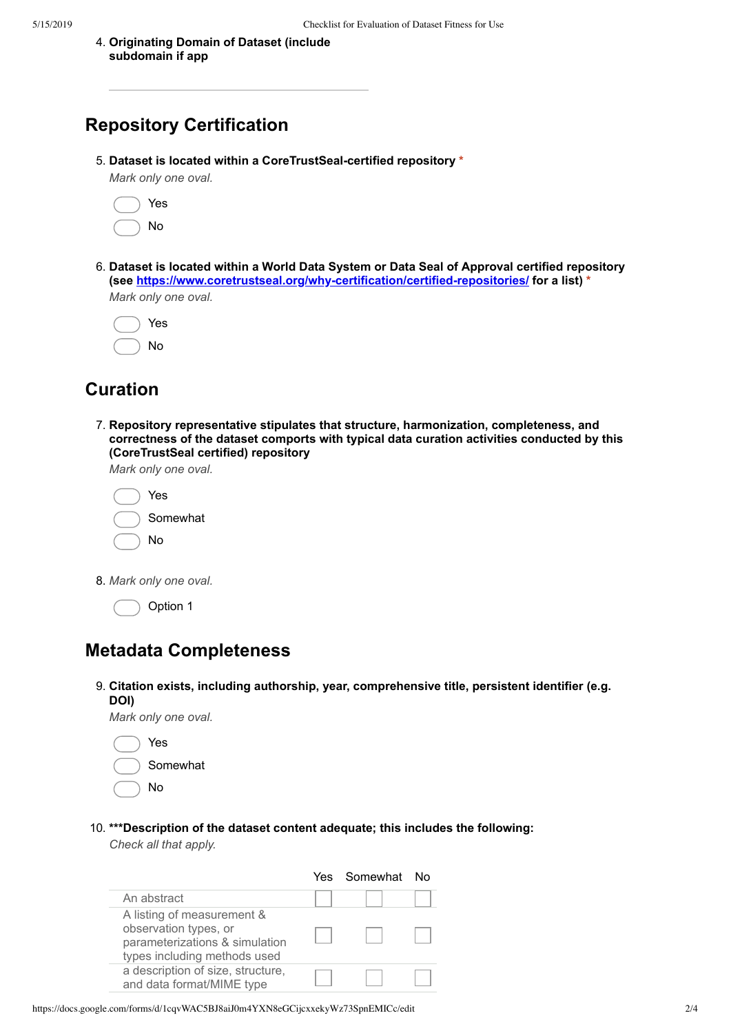4. **Originating Domain of Dataset (include subdomain if app**

## Repository Certification

5. **Dataset is located within a CoreTrustSeal-certified repository** *
*Mark only one oval.*

    - Yes
    - No

6. **Dataset is located within a World Data System or Data Seal of Approval certified repository (see [https://www.coretrustseal.org/why-certification/certified-repositories/](https://www.coretrustseal.org/why-certification/certified-repositories/) for a list)** *
*Mark only one oval.*

    - Yes
    - No

## Curation

7. **Repository representative stipulates that structure, harmonization, completeness, and correctness of the dataset comports with typical data curation activities conducted by this (CoreTrustSeal certified) repository**
*Mark only one oval.*

    - Yes
    - Somewhat
    - No

8. *Mark only one oval.*

    - Option 1

## Metadata Completeness

9. **Citation exists, including authorship, year, comprehensive title, persistent identifier (e.g. DOI)**
*Mark only one oval.*

    - Yes
    - Somewhat
    - No

10. **\*\*\*Description of the dataset content adequate; this includes the following:**
*Check all that apply.*

| | Yes | Somewhat | No |
|---|---|---|---|
| An abstract | | | |
| A listing of measurement & observation types, or parameterizations & simulation types including methods used | | | |
| a description of size, structure, and data format/MIME type | | | |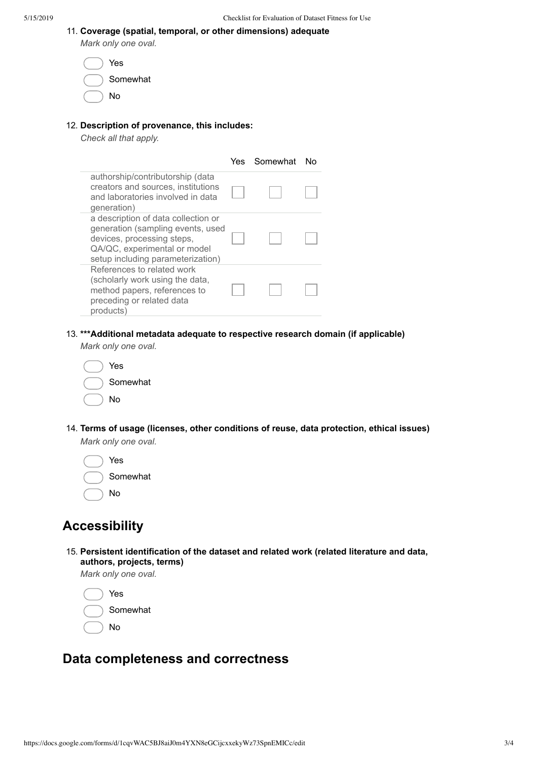11. **Coverage (spatial, temporal, or other dimensions) adequate**

    *Mark only one oval.*

    - ( ) Yes
    - ( ) Somewhat
    - ( ) No

12. **Description of provenance, this includes:**

    *Check all that apply.*

| | Yes | Somewhat | No |
|---|---|---|---|
| authorship/contributorship (data creators and sources, institutions and laboratories involved in data generation) | [ ] | [ ] | [ ] |
| a description of data collection or generation (sampling events, used devices, processing steps, QA/QC, experimental or model setup including parameterization) | [ ] | [ ] | [ ] |
| References to related work (scholarly work using the data, method papers, references to preceding or related data products) | [ ] | [ ] | [ ] |

13. ****\*\*\*Additional metadata adequate to respective research domain (if applicable)****

    *Mark only one oval.*

    - ( ) Yes
    - ( ) Somewhat
    - ( ) No

14. **Terms of usage (licenses, other conditions of reuse, data protection, ethical issues)**

    *Mark only one oval.*

    - ( ) Yes
    - ( ) Somewhat
    - ( ) No

## Accessibility

15. **Persistent identification of the dataset and related work (related literature and data, authors, projects, terms)**

    *Mark only one oval.*

    - ( ) Yes
    - ( ) Somewhat
    - ( ) No

## Data completeness and correctness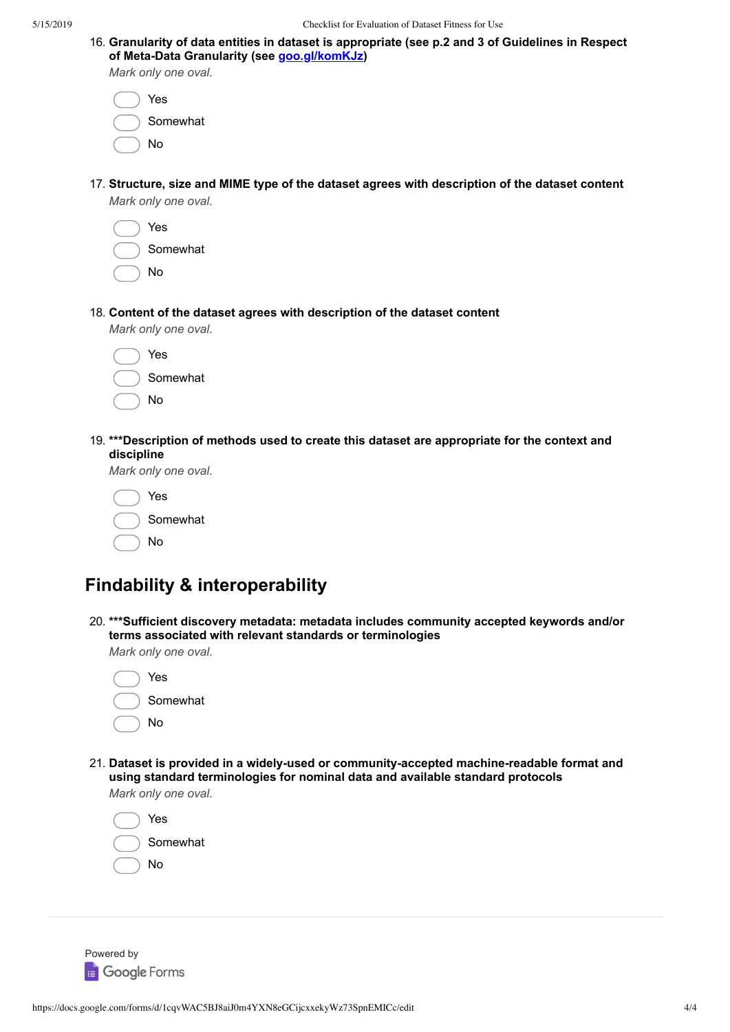16. **Granularity of data entities in dataset is appropriate (see p.2 and 3 of Guidelines in Respect of Meta-Data Granularity (see [goo.gl/komKJz](goo.gl/komKJz))**

    *Mark only one oval.*

    - Yes
    - Somewhat
    - No

17. **Structure, size and MIME type of the dataset agrees with description of the dataset content**

    *Mark only one oval.*

    - Yes
    - Somewhat
    - No

18. **Content of the dataset agrees with description of the dataset content**

    *Mark only one oval.*

    - Yes
    - Somewhat
    - No

19. **\*\*\*Description of methods used to create this dataset are appropriate for the context and discipline**

    *Mark only one oval.*

    - Yes
    - Somewhat
    - No

## Findability & interoperability

20. **\*\*\*Sufficient discovery metadata: metadata includes community accepted keywords and/or terms associated with relevant standards or terminologies**

    *Mark only one oval.*

    - Yes
    - Somewhat
    - No

21. **Dataset is provided in a widely-used or community-accepted machine-readable format and using standard terminologies for nominal data and available standard protocols**

    *Mark only one oval.*

    - Yes
    - Somewhat
    - No

Powered by Google Forms